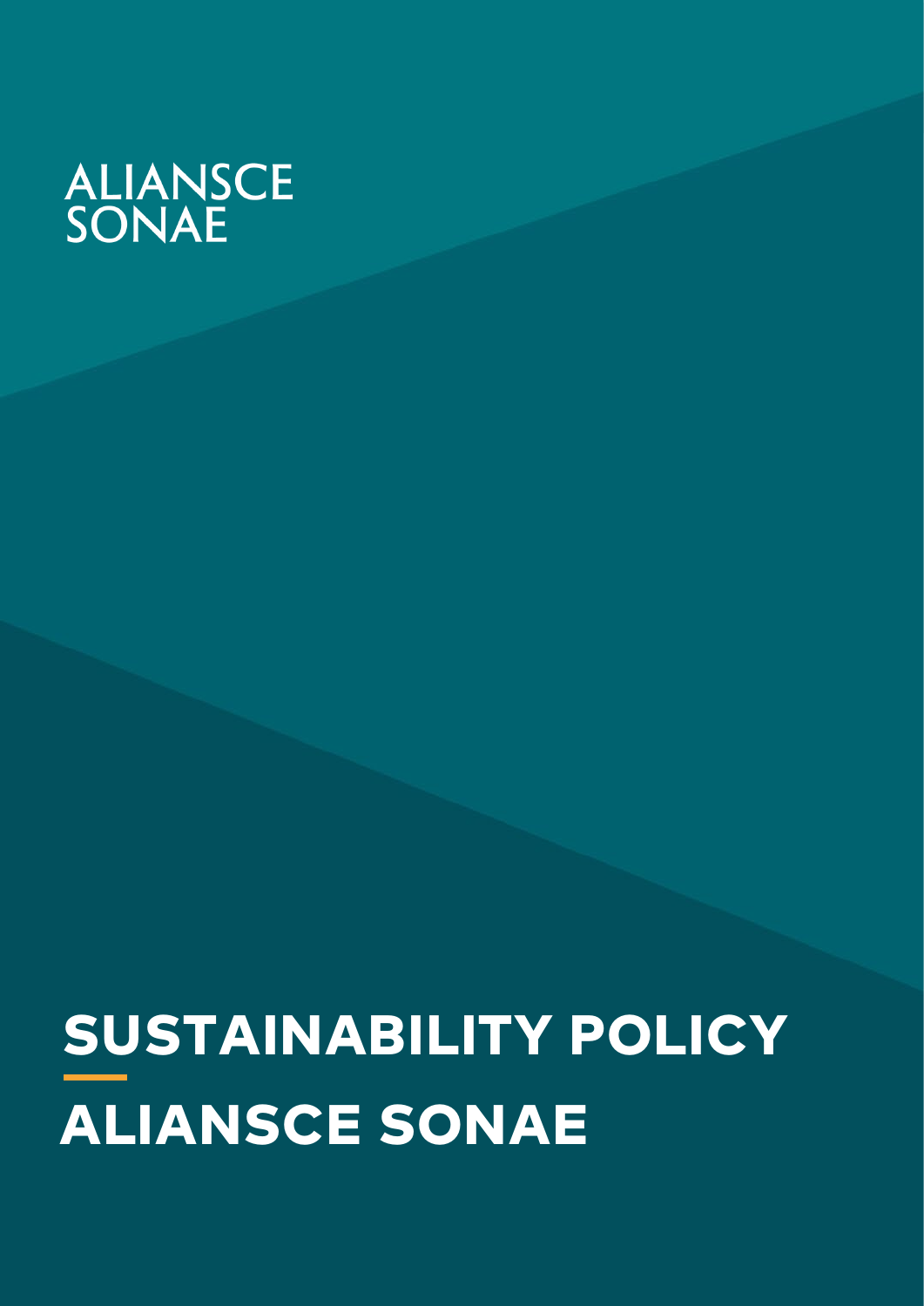ALIANSCE SONAE

# SUSTAINABILITY POLICY

# ALIANSCE SONAE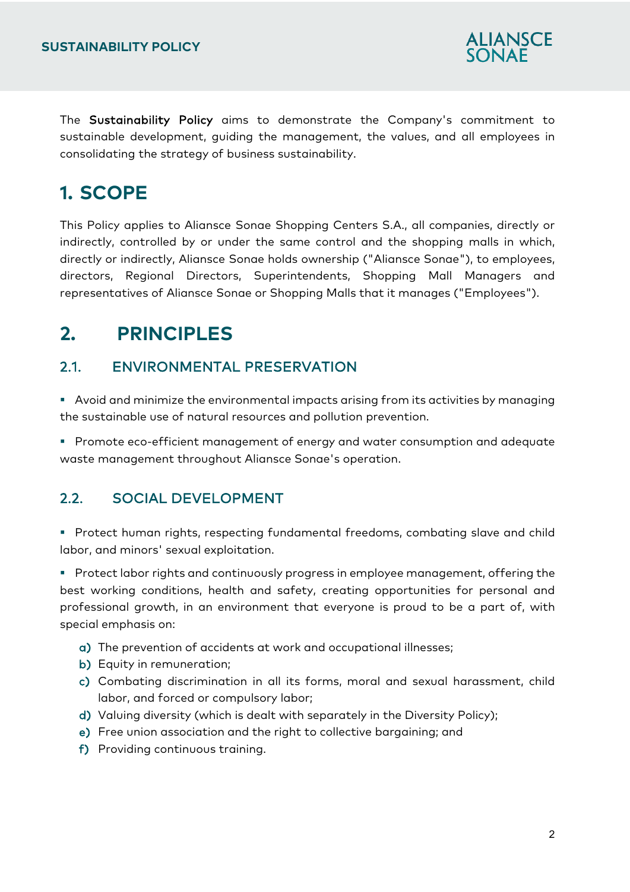The **Sustainability Policy** aims to demonstrate the Company's commitment to sustainable development, guiding the management, the values, and all employees in consolidating the strategy of business sustainability.

# 1. SCOPE

This Policy applies to Aliansce Sonae Shopping Centers S.A., all companies, directly or indirectly, controlled by or under the same control and the shopping malls in which, directly or indirectly, Aliansce Sonae holds ownership ("Aliansce Sonae"), to employees, directors, Regional Directors, Superintendents, Shopping Mall Managers and representatives of Aliansce Sonae or Shopping Malls that it manages ("Employees").

# 2. PRINCIPLES

## 2.1. ENVIRONMENTAL PRESERVATION

- Avoid and minimize the environmental impacts arising from its activities by managing the sustainable use of natural resources and pollution prevention.
- Promote eco-efficient management of energy and water consumption and adequate waste management throughout Aliansce Sonae's operation.

## 2.2. SOCIAL DEVELOPMENT

- Protect human rights, respecting fundamental freedoms, combating slave and child labor, and minors' sexual exploitation.
- Protect labor rights and continuously progress in employee management, offering the best working conditions, health and safety, creating opportunities for personal and professional growth, in an environment that everyone is proud to be a part of, with special emphasis on:
  - a) The prevention of accidents at work and occupational illnesses;
  - b) Equity in remuneration;
  - c) Combating discrimination in all its forms, moral and sexual harassment, child labor, and forced or compulsory labor;
  - d) Valuing diversity (which is dealt with separately in the Diversity Policy);
  - e) Free union association and the right to collective bargaining; and
  - f) Providing continuous training.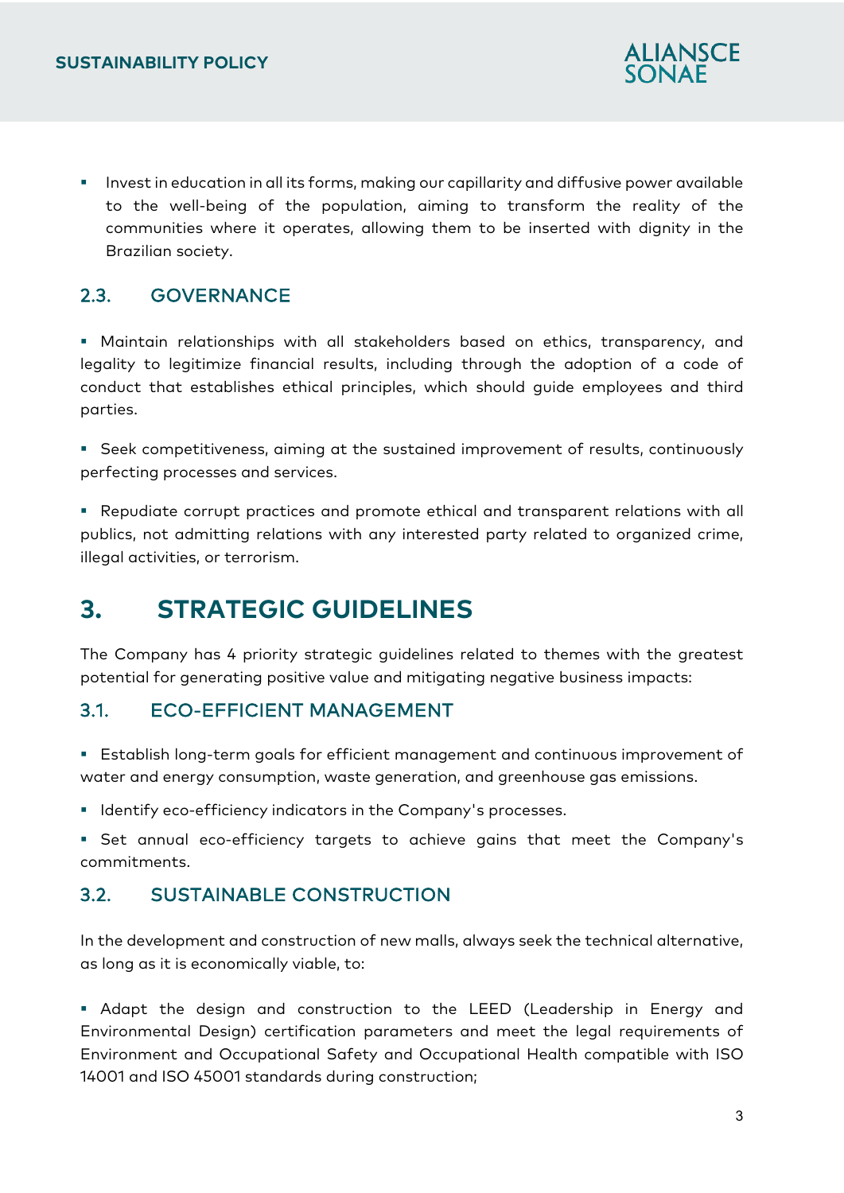- Invest in education in all its forms, making our capillarity and diffusive power available to the well-being of the population, aiming to transform the reality of the communities where it operates, allowing them to be inserted with dignity in the Brazilian society.

### 2.3. GOVERNANCE

- Maintain relationships with all stakeholders based on ethics, transparency, and legality to legitimize financial results, including through the adoption of a code of conduct that establishes ethical principles, which should guide employees and third parties.

- Seek competitiveness, aiming at the sustained improvement of results, continuously perfecting processes and services.

- Repudiate corrupt practices and promote ethical and transparent relations with all publics, not admitting relations with any interested party related to organized crime, illegal activities, or terrorism.

## 3. STRATEGIC GUIDELINES

The Company has 4 priority strategic guidelines related to themes with the greatest potential for generating positive value and mitigating negative business impacts:

### 3.1. ECO-EFFICIENT MANAGEMENT

- Establish long-term goals for efficient management and continuous improvement of water and energy consumption, waste generation, and greenhouse gas emissions.
- Identify eco-efficiency indicators in the Company's processes.
- Set annual eco-efficiency targets to achieve gains that meet the Company's commitments.

### 3.2. SUSTAINABLE CONSTRUCTION

In the development and construction of new malls, always seek the technical alternative, as long as it is economically viable, to:

- Adapt the design and construction to the LEED (Leadership in Energy and Environmental Design) certification parameters and meet the legal requirements of Environment and Occupational Safety and Occupational Health compatible with ISO 14001 and ISO 45001 standards during construction;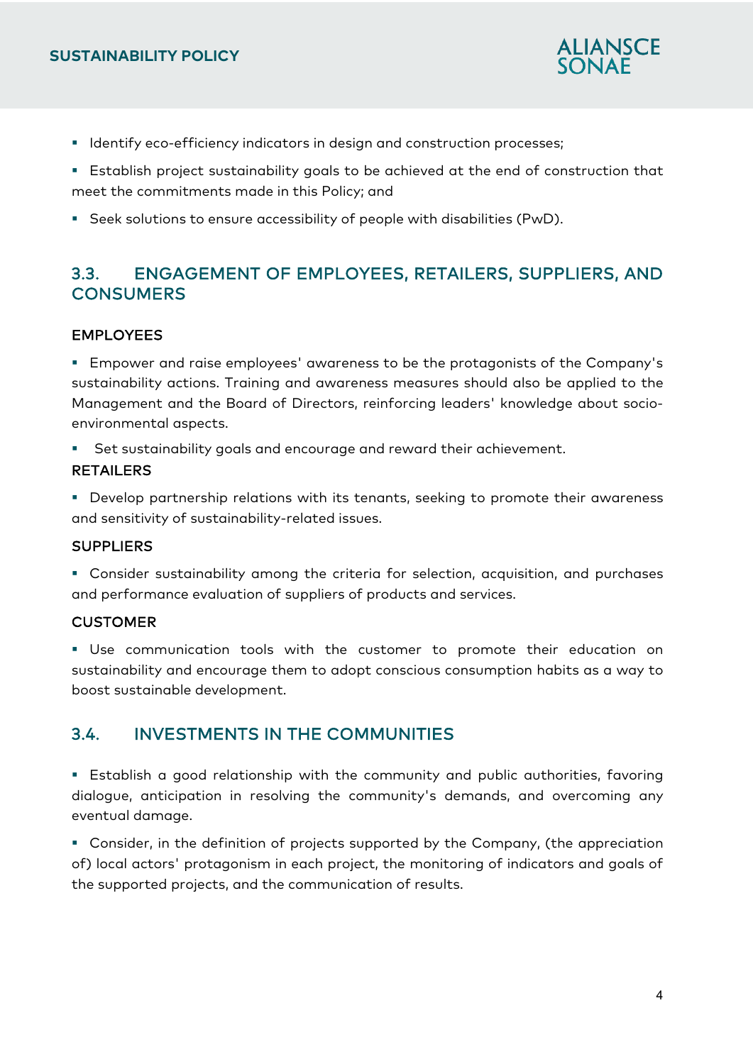- Identify eco-efficiency indicators in design and construction processes;
- Establish project sustainability goals to be achieved at the end of construction that meet the commitments made in this Policy; and
- Seek solutions to ensure accessibility of people with disabilities (PwD).

## 3.3. ENGAGEMENT OF EMPLOYEES, RETAILERS, SUPPLIERS, AND CONSUMERS

### EMPLOYEES

- Empower and raise employees' awareness to be the protagonists of the Company's sustainability actions. Training and awareness measures should also be applied to the Management and the Board of Directors, reinforcing leaders' knowledge about socio-environmental aspects.
- Set sustainability goals and encourage and reward their achievement.

### RETAILERS

- Develop partnership relations with its tenants, seeking to promote their awareness and sensitivity of sustainability-related issues.

### SUPPLIERS

- Consider sustainability among the criteria for selection, acquisition, and purchases and performance evaluation of suppliers of products and services.

### CUSTOMER

- Use communication tools with the customer to promote their education on sustainability and encourage them to adopt conscious consumption habits as a way to boost sustainable development.

## 3.4. INVESTMENTS IN THE COMMUNITIES

- Establish a good relationship with the community and public authorities, favoring dialogue, anticipation in resolving the community's demands, and overcoming any eventual damage.
- Consider, in the definition of projects supported by the Company, (the appreciation of) local actors' protagonism in each project, the monitoring of indicators and goals of the supported projects, and the communication of results.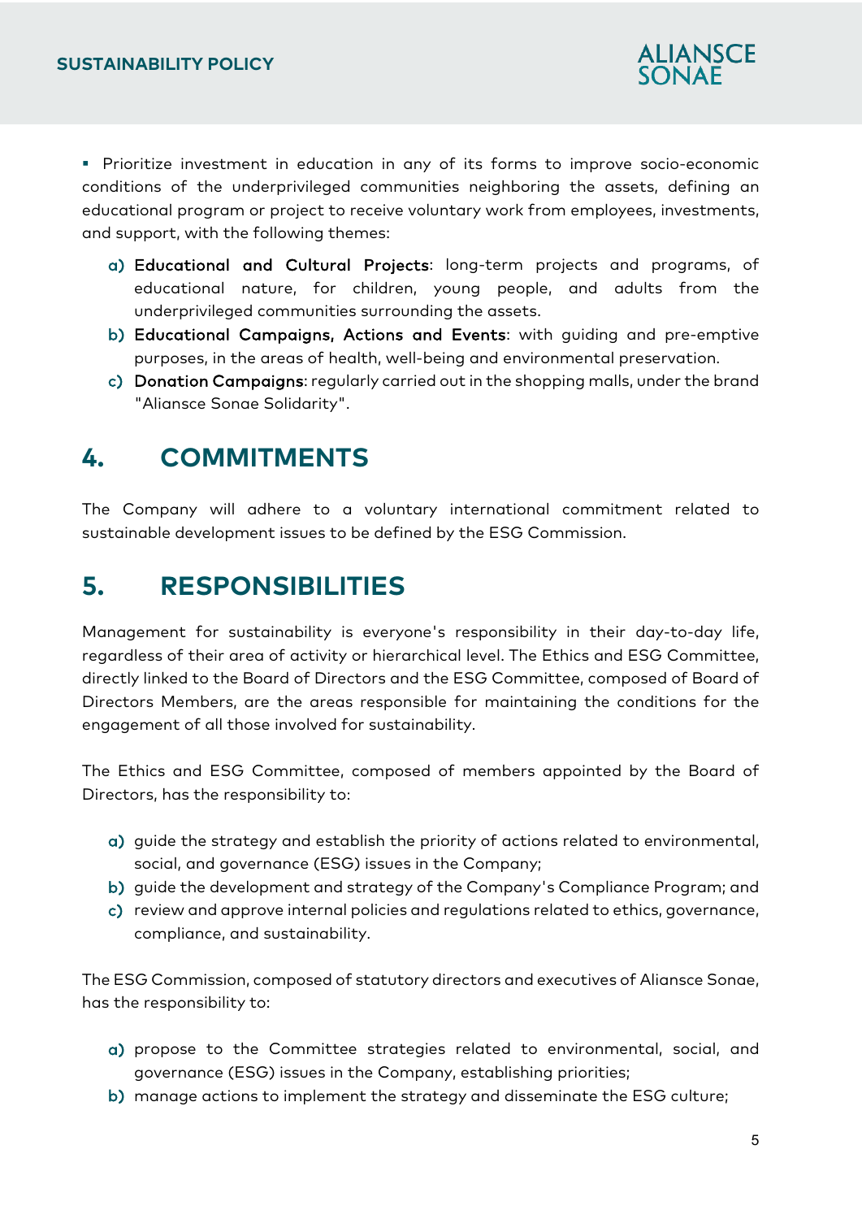- Prioritize investment in education in any of its forms to improve socio-economic conditions of the underprivileged communities neighboring the assets, defining an educational program or project to receive voluntary work from employees, investments, and support, with the following themes:

  a) Educational and Cultural Projects: long-term projects and programs, of educational nature, for children, young people, and adults from the underprivileged communities surrounding the assets.
  b) Educational Campaigns, Actions and Events: with guiding and pre-emptive purposes, in the areas of health, well-being and environmental preservation.
  c) Donation Campaigns: regularly carried out in the shopping malls, under the brand "Aliansce Sonae Solidarity".

## 4. COMMITMENTS

The Company will adhere to a voluntary international commitment related to sustainable development issues to be defined by the ESG Commission.

## 5. RESPONSIBILITIES

Management for sustainability is everyone's responsibility in their day-to-day life, regardless of their area of activity or hierarchical level. The Ethics and ESG Committee, directly linked to the Board of Directors and the ESG Committee, composed of Board of Directors Members, are the areas responsible for maintaining the conditions for the engagement of all those involved for sustainability.

The Ethics and ESG Committee, composed of members appointed by the Board of Directors, has the responsibility to:

a) guide the strategy and establish the priority of actions related to environmental, social, and governance (ESG) issues in the Company;
b) guide the development and strategy of the Company's Compliance Program; and
c) review and approve internal policies and regulations related to ethics, governance, compliance, and sustainability.

The ESG Commission, composed of statutory directors and executives of Aliansce Sonae, has the responsibility to:

a) propose to the Committee strategies related to environmental, social, and governance (ESG) issues in the Company, establishing priorities;
b) manage actions to implement the strategy and disseminate the ESG culture;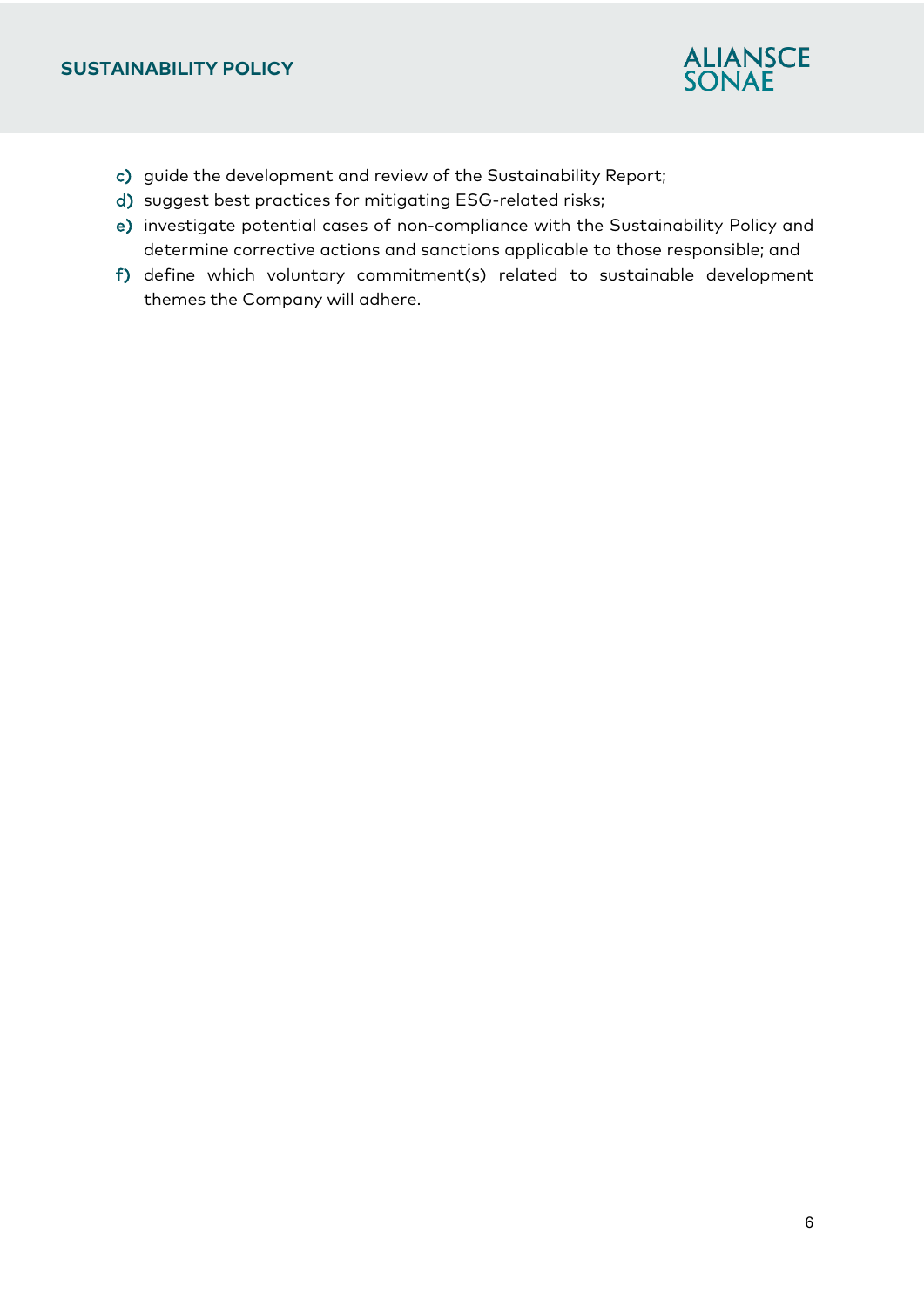c) guide the development and review of the Sustainability Report;

d) suggest best practices for mitigating ESG-related risks;

e) investigate potential cases of non-compliance with the Sustainability Policy and determine corrective actions and sanctions applicable to those responsible; and

f) define which voluntary commitment(s) related to sustainable development themes the Company will adhere.